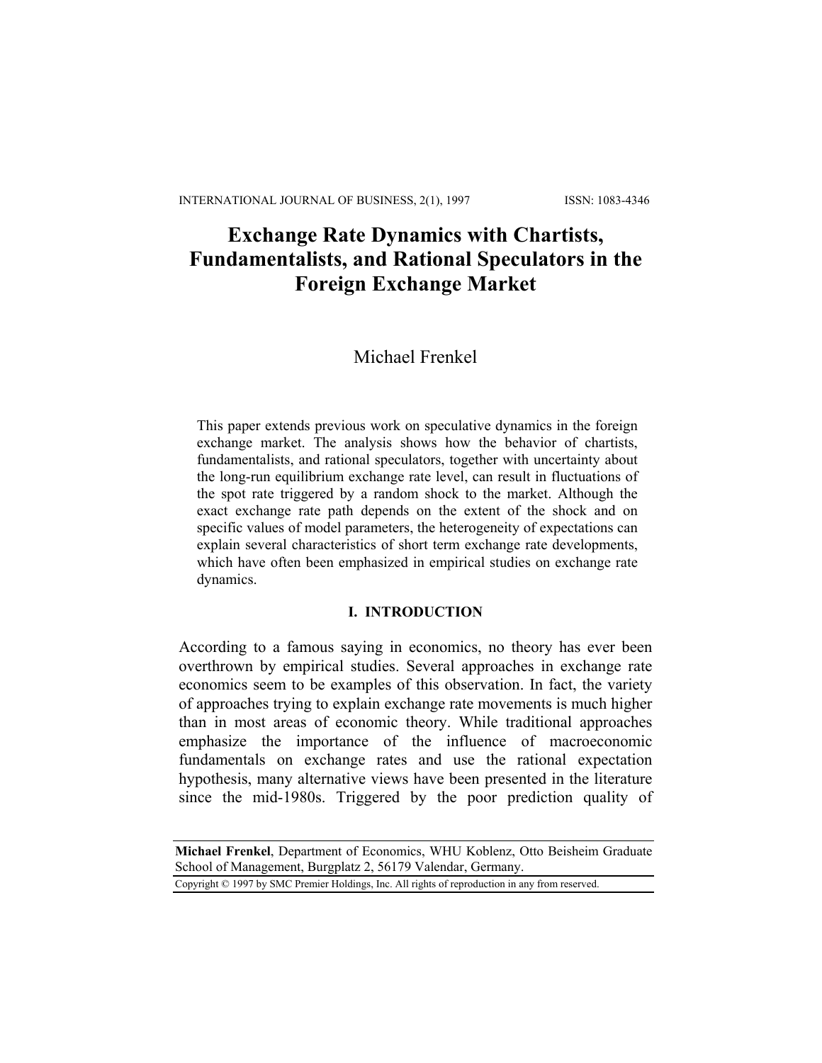# Exchange Rate Dynamics with Chartists, Fundamentalists, and Rational Speculators in the Foreign Exchange Market

Michael Frenkel

This paper extends previous work on speculative dynamics in the foreign exchange market. The analysis shows how the behavior of chartists, fundamentalists, and rational speculators, together with uncertainty about the long-run equilibrium exchange rate level, can result in fluctuations of the spot rate triggered by a random shock to the market. Although the exact exchange rate path depends on the extent of the shock and on specific values of model parameters, the heterogeneity of expectations can explain several characteristics of short term exchange rate developments, which have often been emphasized in empirical studies on exchange rate dynamics.

## I. INTRODUCTION

According to a famous saying in economics, no theory has ever been overthrown by empirical studies. Several approaches in exchange rate economics seem to be examples of this observation. In fact, the variety of approaches trying to explain exchange rate movements is much higher than in most areas of economic theory. While traditional approaches emphasize the importance of the influence of macroeconomic fundamentals on exchange rates and use the rational expectation hypothesis, many alternative views have been presented in the literature since the mid-1980s. Triggered by the poor prediction quality of

**Michael Frenkel**, Department of Economics, WHU Koblenz, Otto Beisheim Graduate School of Management, Burgplatz 2, 56179 Valendar, Germany.

Copyright © 1997 by SMC Premier Holdings, Inc. All rights of reproduction in any from reserved.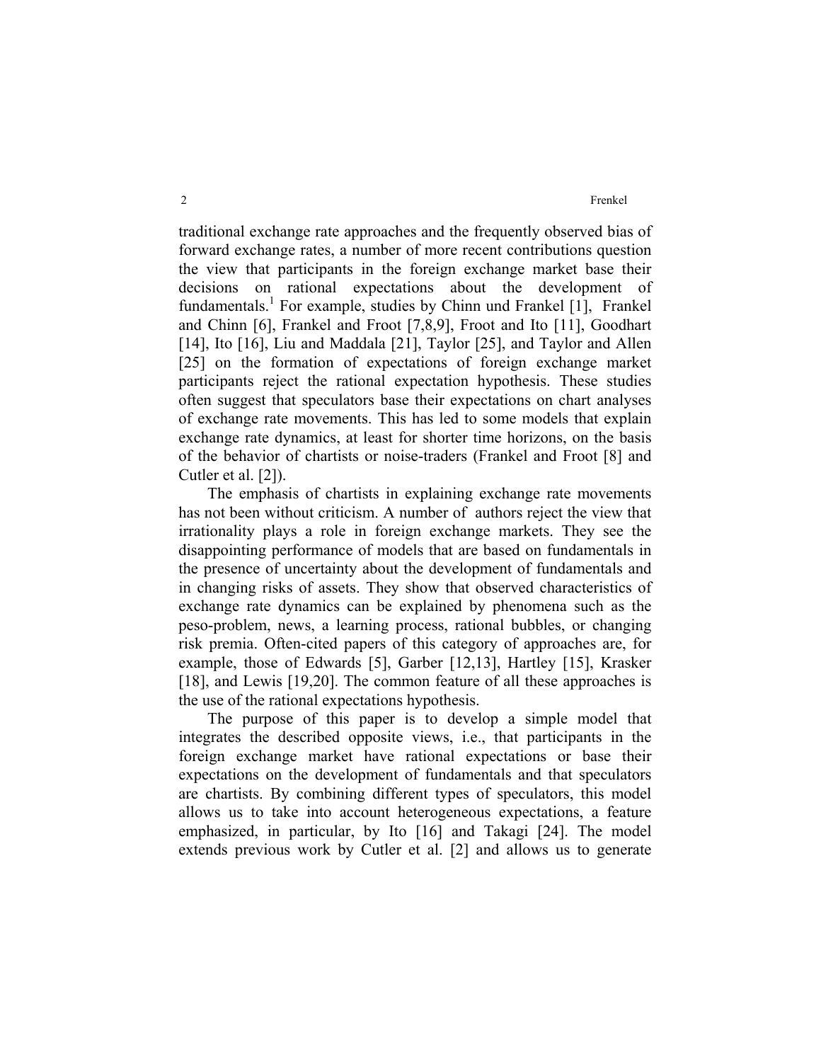traditional exchange rate approaches and the frequently observed bias of forward exchange rates, a number of more recent contributions question the view that participants in the foreign exchange market base their decisions on rational expectations about the development of fundamentals.[1] For example, studies by Chinn und Frankel [1], Frankel and Chinn [6], Frankel and Froot [7,8,9], Froot and Ito [11], Goodhart [14], Ito [16], Liu and Maddala [21], Taylor [25], and Taylor and Allen [25] on the formation of expectations of foreign exchange market participants reject the rational expectation hypothesis. These studies often suggest that speculators base their expectations on chart analyses of exchange rate movements. This has led to some models that explain exchange rate dynamics, at least for shorter time horizons, on the basis of the behavior of chartists or noise-traders (Frankel and Froot [8] and Cutler et al. [2]).

The emphasis of chartists in explaining exchange rate movements has not been without criticism. A number of authors reject the view that irrationality plays a role in foreign exchange markets. They see the disappointing performance of models that are based on fundamentals in the presence of uncertainty about the development of fundamentals and in changing risks of assets. They show that observed characteristics of exchange rate dynamics can be explained by phenomena such as the peso-problem, news, a learning process, rational bubbles, or changing risk premia. Often-cited papers of this category of approaches are, for example, those of Edwards [5], Garber [12,13], Hartley [15], Krasker [18], and Lewis [19,20]. The common feature of all these approaches is the use of the rational expectations hypothesis.

The purpose of this paper is to develop a simple model that integrates the described opposite views, i.e., that participants in the foreign exchange market have rational expectations or base their expectations on the development of fundamentals and that speculators are chartists. By combining different types of speculators, this model allows us to take into account heterogeneous expectations, a feature emphasized, in particular, by Ito [16] and Takagi [24]. The model extends previous work by Cutler et al. [2] and allows us to generate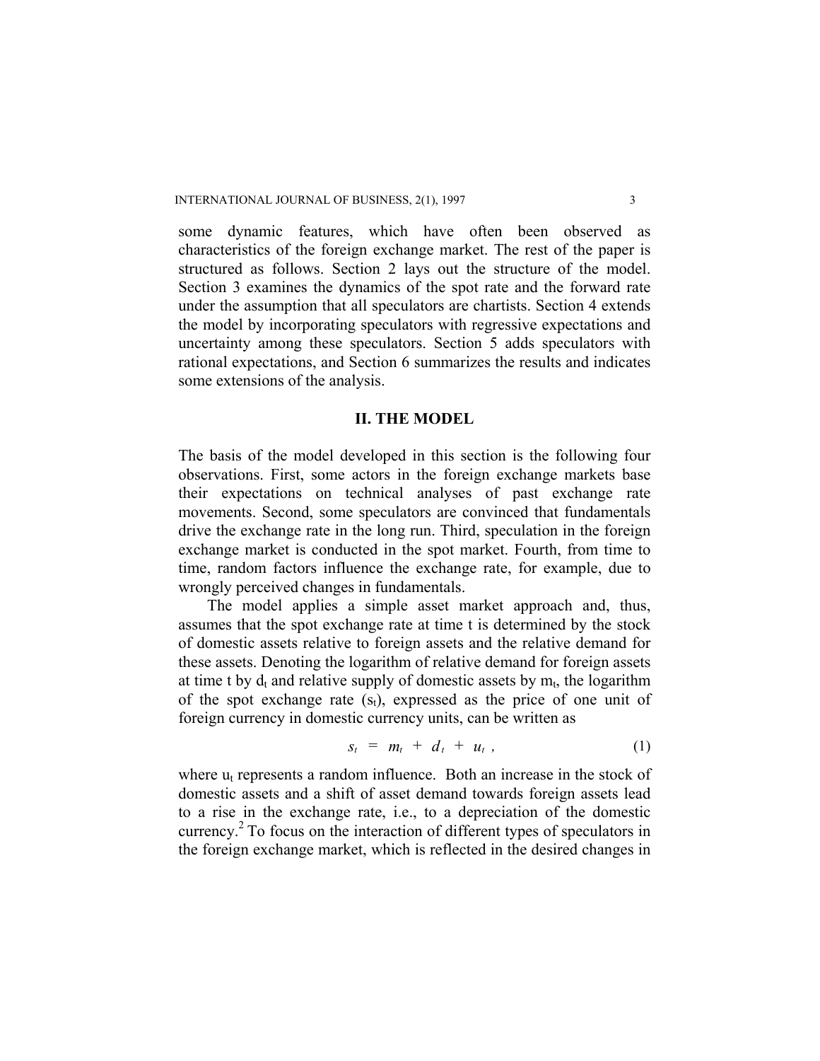some dynamic features, which have often been observed as characteristics of the foreign exchange market. The rest of the paper is structured as follows. Section 2 lays out the structure of the model. Section 3 examines the dynamics of the spot rate and the forward rate under the assumption that all speculators are chartists. Section 4 extends the model by incorporating speculators with regressive expectations and uncertainty among these speculators. Section 5 adds speculators with rational expectations, and Section 6 summarizes the results and indicates some extensions of the analysis.

## II. THE MODEL

The basis of the model developed in this section is the following four observations. First, some actors in the foreign exchange markets base their expectations on technical analyses of past exchange rate movements. Second, some speculators are convinced that fundamentals drive the exchange rate in the long run. Third, speculation in the foreign exchange market is conducted in the spot market. Fourth, from time to time, random factors influence the exchange rate, for example, due to wrongly perceived changes in fundamentals.

The model applies a simple asset market approach and, thus, assumes that the spot exchange rate at time t is determined by the stock of domestic assets relative to foreign assets and the relative demand for these assets. Denoting the logarithm of relative demand for foreign assets at time t by $d_t$ and relative supply of domestic assets by $m_t$, the logarithm of the spot exchange rate ($s_t$), expressed as the price of one unit of foreign currency in domestic currency units, can be written as

$$s_t = m_t + d_t + u_t , \tag{1}$$

where $u_t$ represents a random influence. Both an increase in the stock of domestic assets and a shift of asset demand towards foreign assets lead to a rise in the exchange rate, i.e., to a depreciation of the domestic currency.[2] To focus on the interaction of different types of speculators in the foreign exchange market, which is reflected in the desired changes in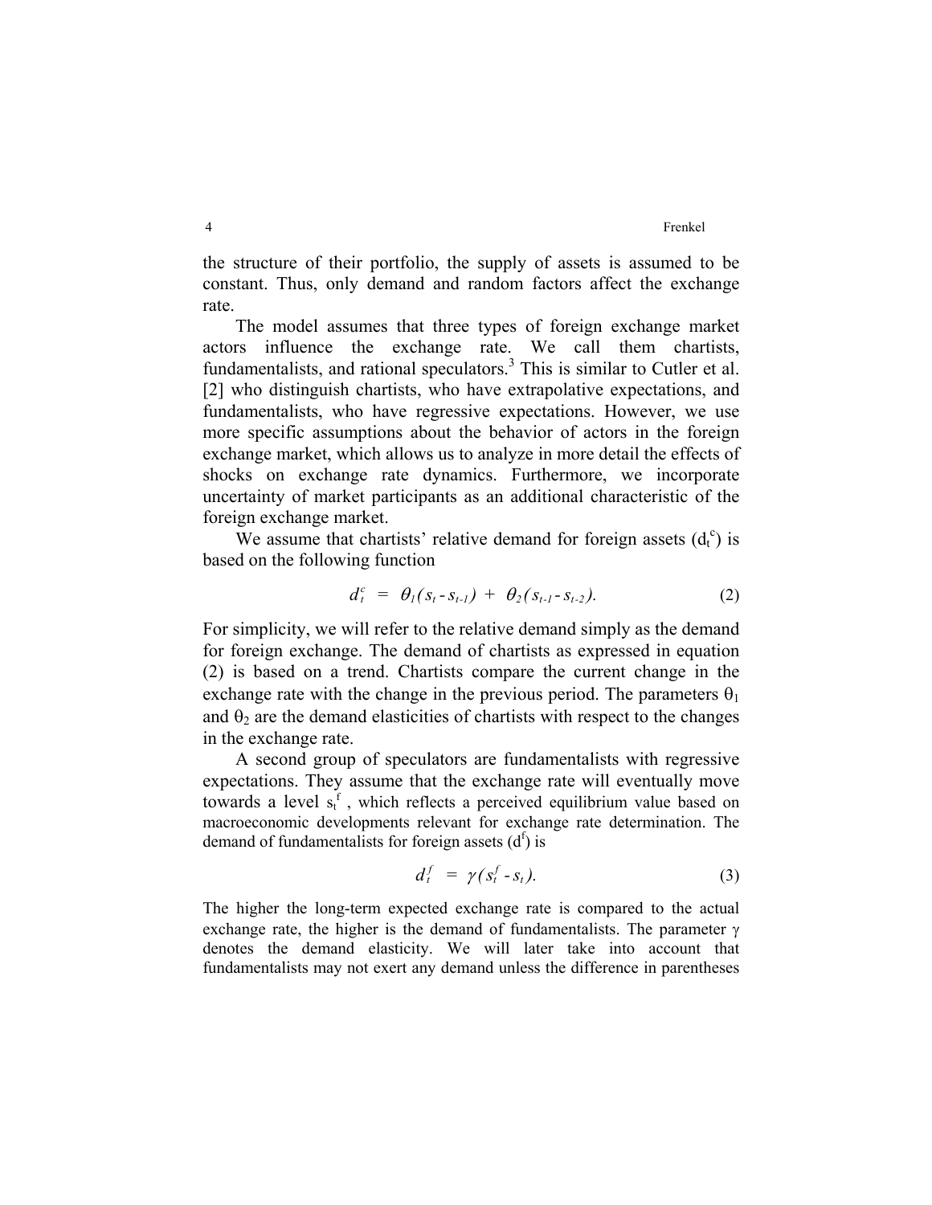the structure of their portfolio, the supply of assets is assumed to be constant. Thus, only demand and random factors affect the exchange rate.

The model assumes that three types of foreign exchange market actors influence the exchange rate. We call them chartists, fundamentalists, and rational speculators.[3] This is similar to Cutler et al. [2] who distinguish chartists, who have extrapolative expectations, and fundamentalists, who have regressive expectations. However, we use more specific assumptions about the behavior of actors in the foreign exchange market, which allows us to analyze in more detail the effects of shocks on exchange rate dynamics. Furthermore, we incorporate uncertainty of market participants as an additional characteristic of the foreign exchange market.

We assume that chartists' relative demand for foreign assets ($d_t^c$) is based on the following function

$$d_t^c \;=\; \theta_1(s_t - s_{t-1}) \;+\; \theta_2(s_{t-1} - s_{t-2}). \tag{2}$$

For simplicity, we will refer to the relative demand simply as the demand for foreign exchange. The demand of chartists as expressed in equation (2) is based on a trend. Chartists compare the current change in the exchange rate with the change in the previous period. The parameters $\theta_1$ and $\theta_2$ are the demand elasticities of chartists with respect to the changes in the exchange rate.

A second group of speculators are fundamentalists with regressive expectations. They assume that the exchange rate will eventually move towards a level $s_t^f$, which reflects a perceived equilibrium value based on macroeconomic developments relevant for exchange rate determination. The demand of fundamentalists for foreign assets ($d^f$) is

$$d_t^f \;=\; \gamma(s_t^f - s_t). \tag{3}$$

The higher the long-term expected exchange rate is compared to the actual exchange rate, the higher is the demand of fundamentalists. The parameter $\gamma$ denotes the demand elasticity. We will later take into account that fundamentalists may not exert any demand unless the difference in parentheses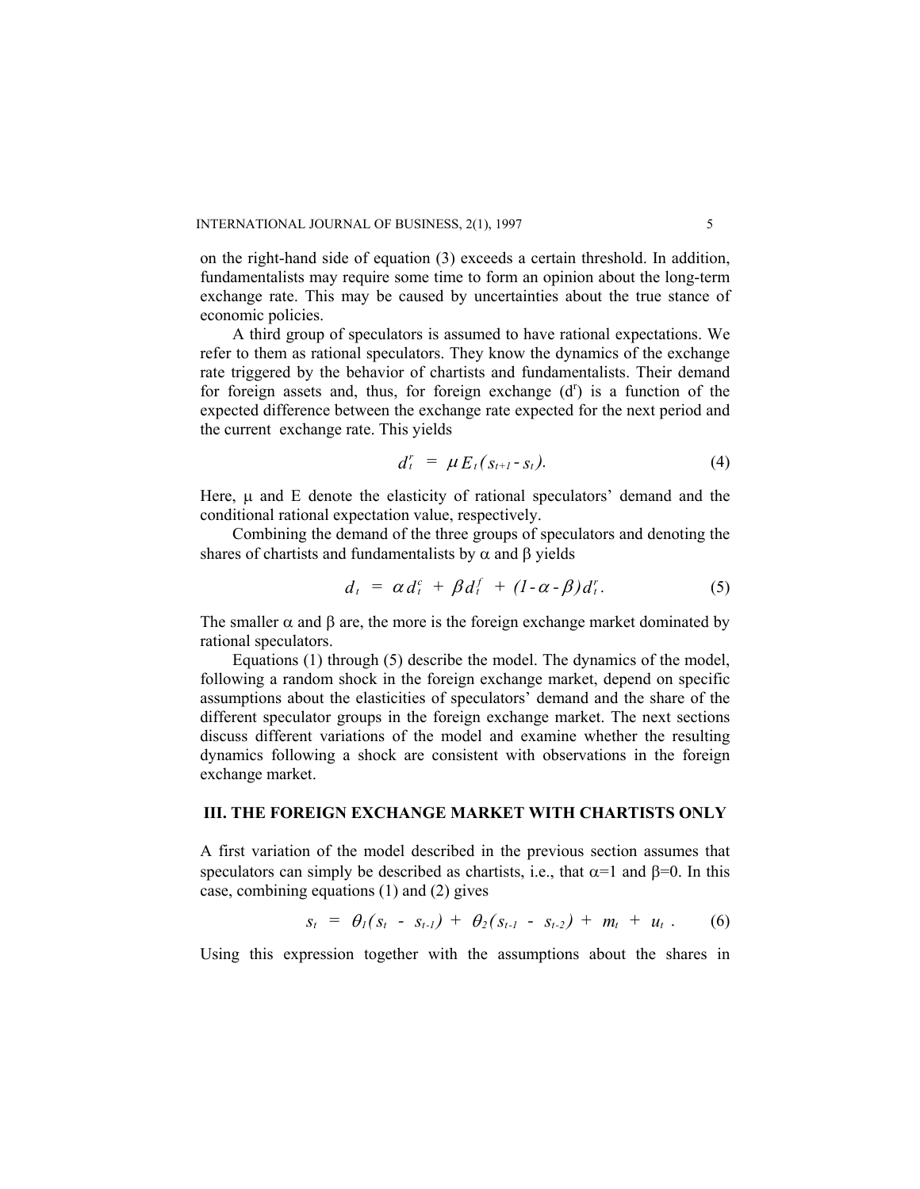on the right-hand side of equation (3) exceeds a certain threshold. In addition, fundamentalists may require some time to form an opinion about the long-term exchange rate. This may be caused by uncertainties about the true stance of economic policies.

A third group of speculators is assumed to have rational expectations. We refer to them as rational speculators. They know the dynamics of the exchange rate triggered by the behavior of chartists and fundamentalists. Their demand for foreign assets and, thus, for foreign exchange ($d^r$) is a function of the expected difference between the exchange rate expected for the next period and the current exchange rate. This yields

$$d_t^r = \mu E_t(s_{t+1} - s_t). \tag{4}$$

Here, $\mu$ and E denote the elasticity of rational speculators' demand and the conditional rational expectation value, respectively.

Combining the demand of the three groups of speculators and denoting the shares of chartists and fundamentalists by $\alpha$ and $\beta$ yields

$$d_t = \alpha d_t^c + \beta d_t^f + (1 - \alpha - \beta) d_t^r. \tag{5}$$

The smaller $\alpha$ and $\beta$ are, the more is the foreign exchange market dominated by rational speculators.

Equations (1) through (5) describe the model. The dynamics of the model, following a random shock in the foreign exchange market, depend on specific assumptions about the elasticities of speculators' demand and the share of the different speculator groups in the foreign exchange market. The next sections discuss different variations of the model and examine whether the resulting dynamics following a shock are consistent with observations in the foreign exchange market.

## III. THE FOREIGN EXCHANGE MARKET WITH CHARTISTS ONLY

A first variation of the model described in the previous section assumes that speculators can simply be described as chartists, i.e., that $\alpha$=1 and $\beta$=0. In this case, combining equations (1) and (2) gives

$$s_t = \theta_1(s_t - s_{t-1}) + \theta_2(s_{t-1} - s_{t-2}) + m_t + u_t . \tag{6}$$

Using this expression together with the assumptions about the shares in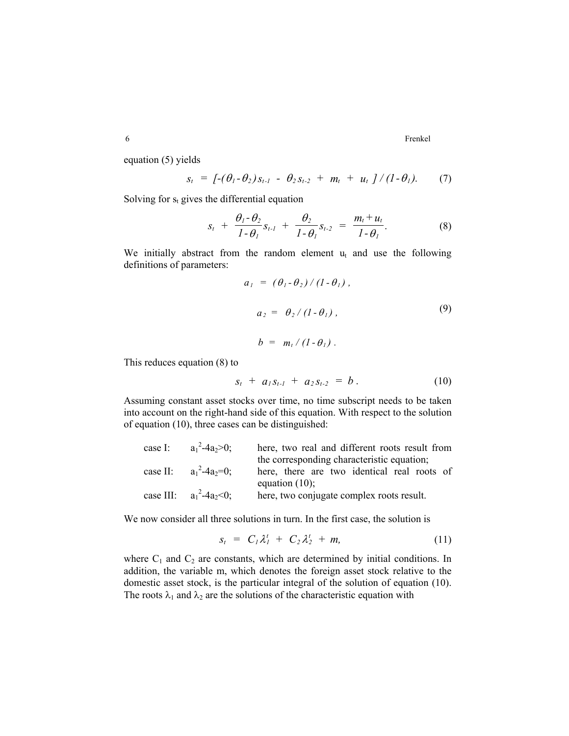equation (5) yields

$$s_t = [-(\theta_1 - \theta_2) s_{t-1} - \theta_2 s_{t-2} + m_t + u_t ] / (1-\theta_1). \tag{7}$$

Solving for $s_t$ gives the differential equation

$$s_t + \frac{\theta_1 - \theta_2}{1-\theta_1} s_{t-1} + \frac{\theta_2}{1-\theta_1} s_{t-2} = \frac{m_t + u_t}{1-\theta_1}. \tag{8}$$

We initially abstract from the random element $u_t$ and use the following definitions of parameters:

$$
\begin{aligned}
a_1 &= (\theta_1 - \theta_2) / (1-\theta_1) , \\
a_2 &= \theta_2 / (1-\theta_1) , \\
b &= m_t / (1-\theta_1) .
\end{aligned}
\tag{9}
$$

This reduces equation (8) to

$$s_t + a_1 s_{t-1} + a_2 s_{t-2} = b . \tag{10}$$

Assuming constant asset stocks over time, no time subscript needs to be taken into account on the right-hand side of this equation. With respect to the solution of equation (10), three cases can be distinguished:

| | | |
|---|---|---|
| case I: | $a_1^2 - 4a_2 > 0$; | here, two real and different roots result from the corresponding characteristic equation; |
| case II: | $a_1^2 - 4a_2 = 0$; | here, there are two identical real roots of equation (10); |
| case III: | $a_1^2 - 4a_2 < 0$; | here, two conjugate complex roots result. |

We now consider all three solutions in turn. In the first case, the solution is

$$s_t = C_1 \lambda_1^t + C_2 \lambda_2^t + m, \tag{11}$$

where $C_1$ and $C_2$ are constants, which are determined by initial conditions. In addition, the variable m, which denotes the foreign asset stock relative to the domestic asset stock, is the particular integral of the solution of equation (10). The roots $\lambda_1$ and $\lambda_2$ are the solutions of the characteristic equation with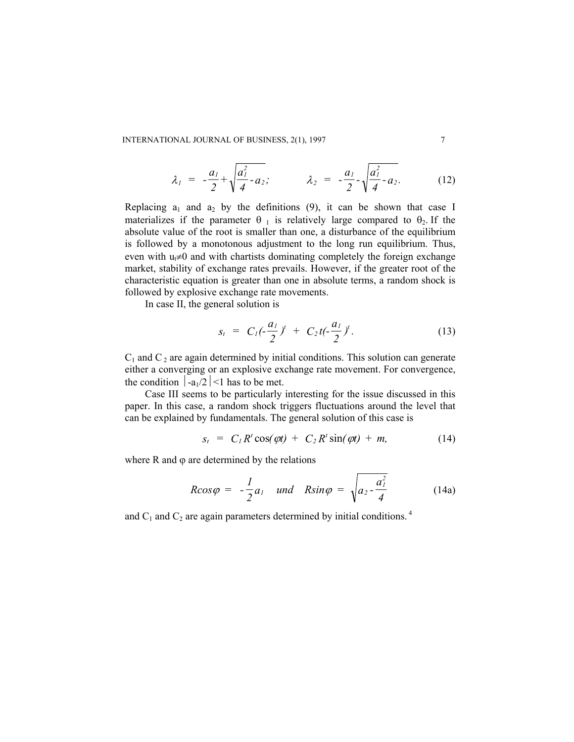$$\lambda_1 = -\frac{a_1}{2} + \sqrt{\frac{a_1^2}{4} - a_2}; \qquad \lambda_2 = -\frac{a_1}{2} - \sqrt{\frac{a_1^2}{4} - a_2}. \tag{12}$$

Replacing $a_1$ and $a_2$ by the definitions (9), it can be shown that case I materializes if the parameter $\theta_1$ is relatively large compared to $\theta_2$. If the absolute value of the root is smaller than one, a disturbance of the equilibrium is followed by a monotonous adjustment to the long run equilibrium. Thus, even with $u_t \neq 0$ and with chartists dominating completely the foreign exchange market, stability of exchange rates prevails. However, if the greater root of the characteristic equation is greater than one in absolute terms, a random shock is followed by explosive exchange rate movements.

In case II, the general solution is

$$s_t = C_1 (-\frac{a_1}{2})^t + C_2 t (-\frac{a_1}{2})^t. \tag{13}$$

$C_1$ and $C_2$ are again determined by initial conditions. This solution can generate either a converging or an explosive exchange rate movement. For convergence, the condition $|-a_1/2| < 1$ has to be met.

Case III seems to be particularly interesting for the issue discussed in this paper. In this case, a random shock triggers fluctuations around the level that can be explained by fundamentals. The general solution of this case is

$$s_t = C_1 R^t \cos(\varphi t) + C_2 R^t \sin(\varphi t) + m, \tag{14}$$

where R and $\varphi$ are determined by the relations

$$R\cos\varphi = -\frac{1}{2} a_1 \quad und \quad R\sin\varphi = \sqrt{a_2 - \frac{a_1^2}{4}} \tag{14a}$$

and $C_1$ and $C_2$ are again parameters determined by initial conditions.[4]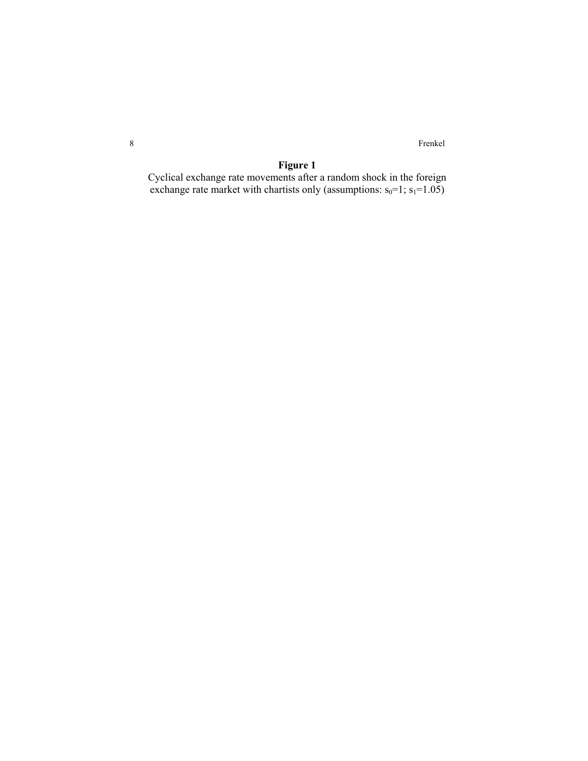**Figure 1**

Cyclical exchange rate movements after a random shock in the foreign exchange rate market with chartists only (assumptions: $s_0=1$; $s_1=1.05$)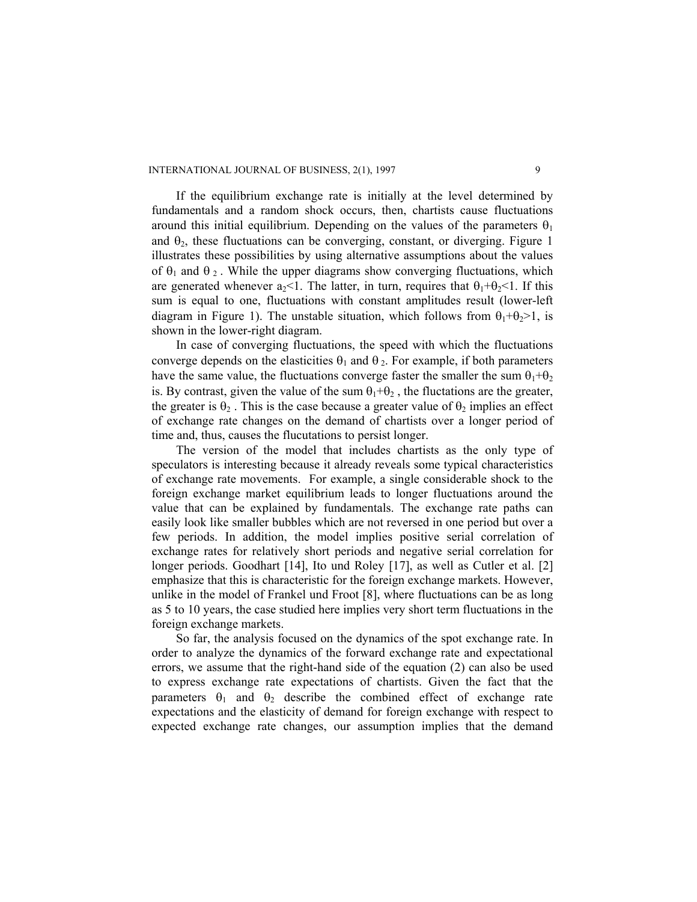If the equilibrium exchange rate is initially at the level determined by fundamentals and a random shock occurs, then, chartists cause fluctuations around this initial equilibrium. Depending on the values of the parameters $\theta_1$ and $\theta_2$, these fluctuations can be converging, constant, or diverging. Figure 1 illustrates these possibilities by using alternative assumptions about the values of $\theta_1$ and $\theta_2$. While the upper diagrams show converging fluctuations, which are generated whenever $a_2<1$. The latter, in turn, requires that $\theta_1+\theta_2<1$. If this sum is equal to one, fluctuations with constant amplitudes result (lower-left diagram in Figure 1). The unstable situation, which follows from $\theta_1+\theta_2>1$, is shown in the lower-right diagram.

In case of converging fluctuations, the speed with which the fluctuations converge depends on the elasticities $\theta_1$ and $\theta_2$. For example, if both parameters have the same value, the fluctuations converge faster the smaller the sum $\theta_1+\theta_2$ is. By contrast, given the value of the sum $\theta_1+\theta_2$, the fluctations are the greater, the greater is $\theta_2$. This is the case because a greater value of $\theta_2$ implies an effect of exchange rate changes on the demand of chartists over a longer period of time and, thus, causes the flucutations to persist longer.

The version of the model that includes chartists as the only type of speculators is interesting because it already reveals some typical characteristics of exchange rate movements. For example, a single considerable shock to the foreign exchange market equilibrium leads to longer fluctuations around the value that can be explained by fundamentals. The exchange rate paths can easily look like smaller bubbles which are not reversed in one period but over a few periods. In addition, the model implies positive serial correlation of exchange rates for relatively short periods and negative serial correlation for longer periods. Goodhart [14], Ito und Roley [17], as well as Cutler et al. [2] emphasize that this is characteristic for the foreign exchange markets. However, unlike in the model of Frankel und Froot [8], where fluctuations can be as long as 5 to 10 years, the case studied here implies very short term fluctuations in the foreign exchange markets.

So far, the analysis focused on the dynamics of the spot exchange rate. In order to analyze the dynamics of the forward exchange rate and expectational errors, we assume that the right-hand side of the equation (2) can also be used to express exchange rate expectations of chartists. Given the fact that the parameters $\theta_1$ and $\theta_2$ describe the combined effect of exchange rate expectations and the elasticity of demand for foreign exchange with respect to expected exchange rate changes, our assumption implies that the demand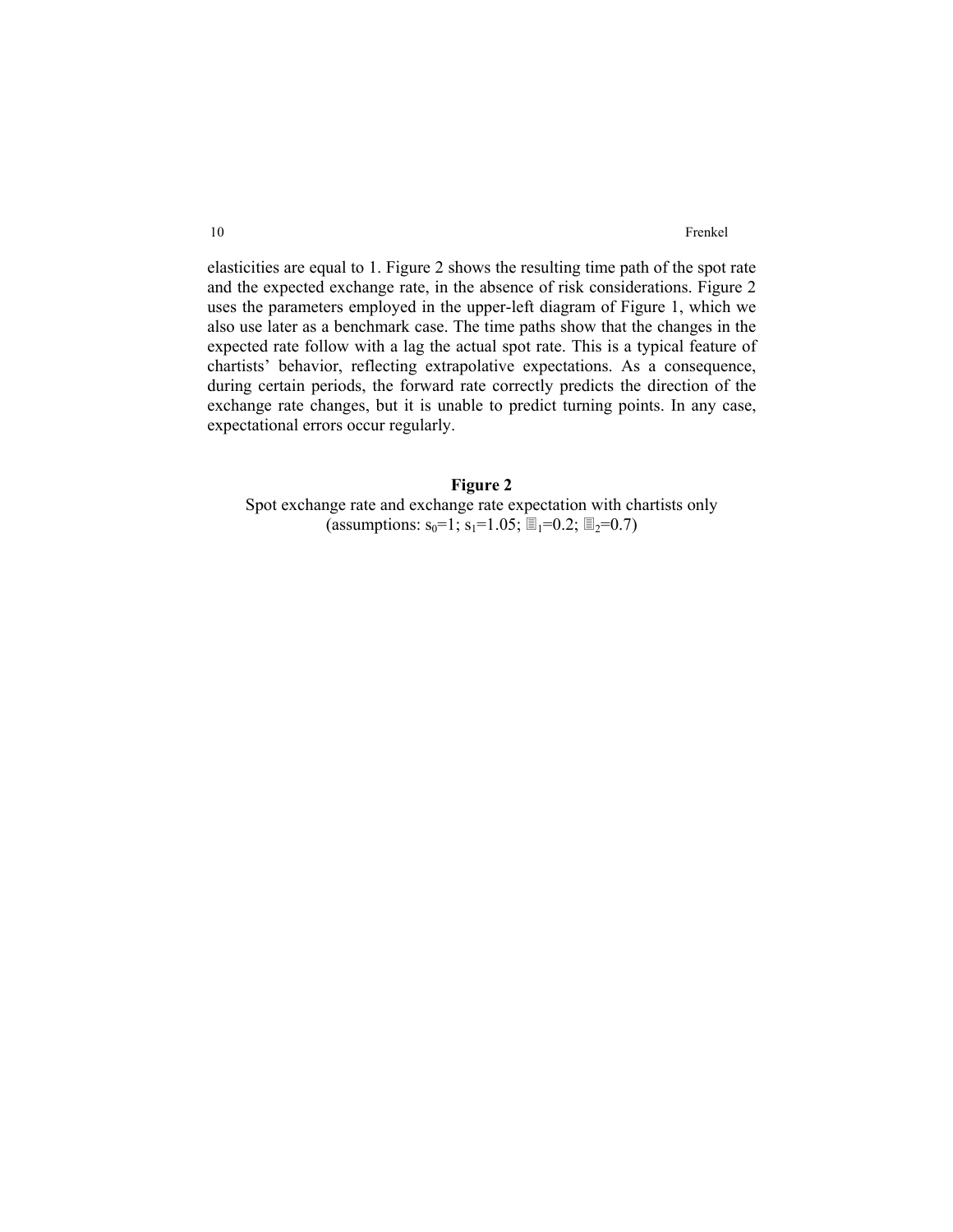elasticities are equal to 1. Figure 2 shows the resulting time path of the spot rate and the expected exchange rate, in the absence of risk considerations. Figure 2 uses the parameters employed in the upper-left diagram of Figure 1, which we also use later as a benchmark case. The time paths show that the changes in the expected rate follow with a lag the actual spot rate. This is a typical feature of chartists' behavior, reflecting extrapolative expectations. As a consequence, during certain periods, the forward rate correctly predicts the direction of the exchange rate changes, but it is unable to predict turning points. In any case, expectational errors occur regularly.

**Figure 2**

Spot exchange rate and exchange rate expectation with chartists only (assumptions: $s_0$=1; $s_1$=1.05; $\beta_1$=0.2; $\beta_2$=0.7)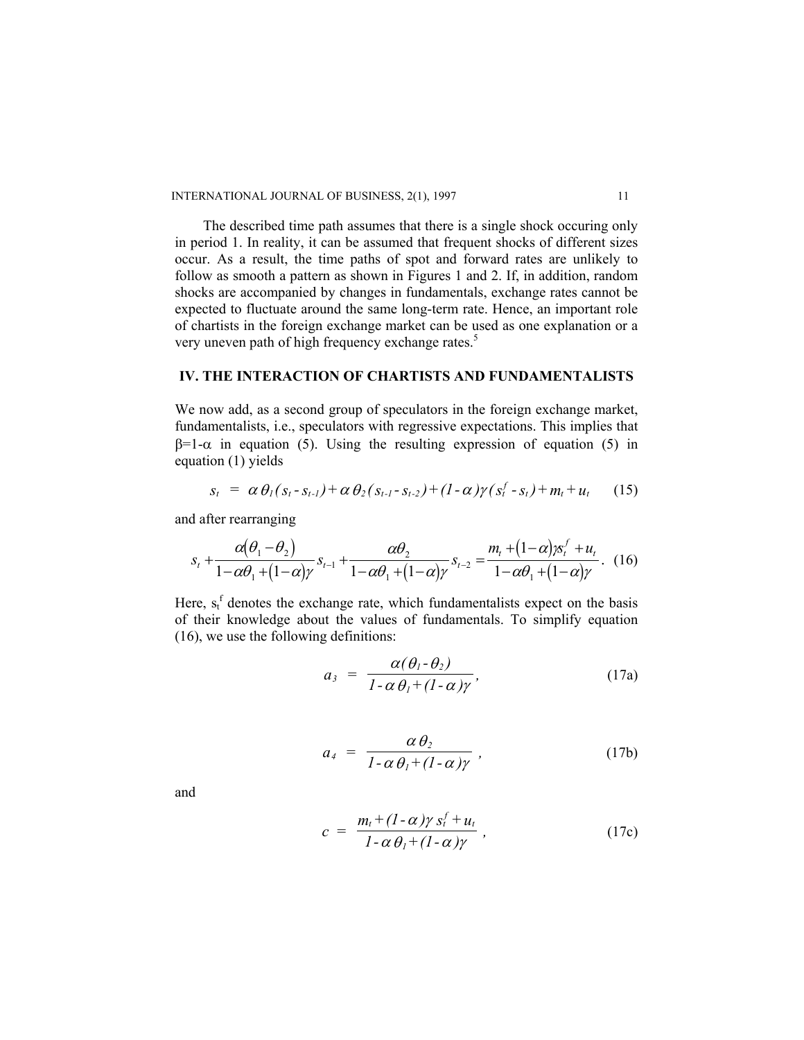The described time path assumes that there is a single shock occuring only in period 1. In reality, it can be assumed that frequent shocks of different sizes occur. As a result, the time paths of spot and forward rates are unlikely to follow as smooth a pattern as shown in Figures 1 and 2. If, in addition, random shocks are accompanied by changes in fundamentals, exchange rates cannot be expected to fluctuate around the same long-term rate. Hence, an important role of chartists in the foreign exchange market can be used as one explanation or a very uneven path of high frequency exchange rates.[5]

## IV. THE INTERACTION OF CHARTISTS AND FUNDAMENTALISTS

We now add, as a second group of speculators in the foreign exchange market, fundamentalists, i.e., speculators with regressive expectations. This implies that $\beta=1-\alpha$ in equation (5). Using the resulting expression of equation (5) in equation (1) yields

$$s_t = \alpha\theta_1(s_t - s_{t-1}) + \alpha\theta_2(s_{t-1} - s_{t-2}) + (1-\alpha)\gamma(s_t^f - s_t) + m_t + u_t \tag{15}$$

and after rearranging

$$s_t + \frac{\alpha(\theta_1 - \theta_2)}{1-\alpha\theta_1 + (1-\alpha)\gamma} s_{t-1} + \frac{\alpha\theta_2}{1-\alpha\theta_1 + (1-\alpha)\gamma} s_{t-2} = \frac{m_t + (1-\alpha)\gamma s_t^f + u_t}{1-\alpha\theta_1 + (1-\alpha)\gamma}. \tag{16}$$

Here, $s_t^f$ denotes the exchange rate, which fundamentalists expect on the basis of their knowledge about the values of fundamentals. To simplify equation (16), we use the following definitions:

$$a_3 = \frac{\alpha(\theta_1 - \theta_2)}{1-\alpha\theta_1 + (1-\alpha)\gamma}, \tag{17a}$$

$$a_4 = \frac{\alpha\theta_2}{1-\alpha\theta_1 + (1-\alpha)\gamma}, \tag{17b}$$

and

$$c = \frac{m_t + (1-\alpha)\gamma s_t^f + u_t}{1-\alpha\theta_1 + (1-\alpha)\gamma}, \tag{17c}$$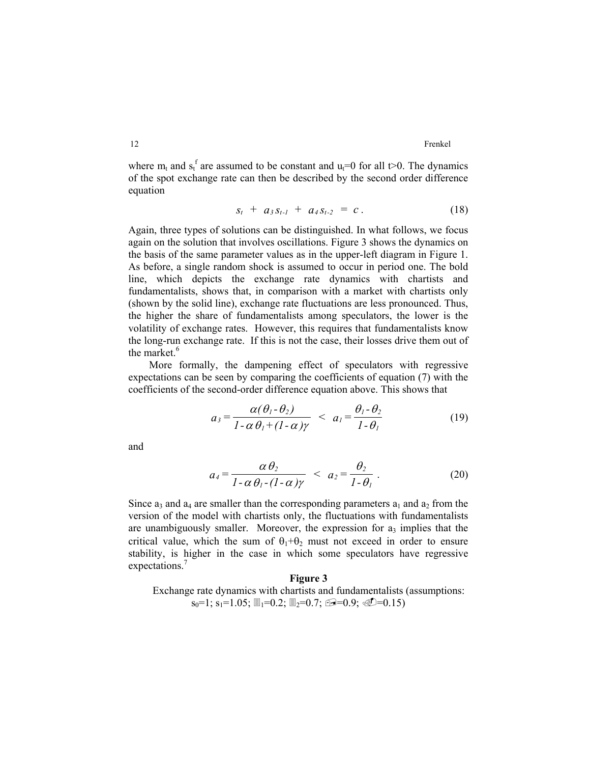where $m_t$ and $s_t^f$ are assumed to be constant and $u_t=0$ for all $t>0$. The dynamics of the spot exchange rate can then be described by the second order difference equation

$$s_t + a_3 s_{t-1} + a_4 s_{t-2} = c\,. \tag{18}$$

Again, three types of solutions can be distinguished. In what follows, we focus again on the solution that involves oscillations. Figure 3 shows the dynamics on the basis of the same parameter values as in the upper-left diagram in Figure 1. As before, a single random shock is assumed to occur in period one. The bold line, which depicts the exchange rate dynamics with chartists and fundamentalists, shows that, in comparison with a market with chartists only (shown by the solid line), exchange rate fluctuations are less pronounced. Thus, the higher the share of fundamentalists among speculators, the lower is the volatility of exchange rates. However, this requires that fundamentalists know the long-run exchange rate. If this is not the case, their losses drive them out of the market.[6]

More formally, the dampening effect of speculators with regressive expectations can be seen by comparing the coefficients of equation (7) with the coefficients of the second-order difference equation above. This shows that

$$a_3 = \frac{\alpha(\theta_1 - \theta_2)}{1 - \alpha\,\theta_1 + (1-\alpha)\gamma} \;<\; a_1 = \frac{\theta_1 - \theta_2}{1 - \theta_1} \tag{19}$$

and

$$a_4 = \frac{\alpha\,\theta_2}{1 - \alpha\,\theta_1 - (1-\alpha)\gamma} \;<\; a_2 = \frac{\theta_2}{1 - \theta_1}\,. \tag{20}$$

Since $a_3$ and $a_4$ are smaller than the corresponding parameters $a_1$ and $a_2$ from the version of the model with chartists only, the fluctuations with fundamentalists are unambiguously smaller. Moreover, the expression for $a_3$ implies that the critical value, which the sum of $\theta_1+\theta_2$ must not exceed in order to ensure stability, is higher in the case in which some speculators have regressive expectations.[7]

**Figure 3**

Exchange rate dynamics with chartists and fundamentalists (assumptions: $s_0=1$; $s_1=1.05$; $\theta_1=0.2$; $\theta_2=0.7$; $\alpha=0.9$; $\gamma=0.15$)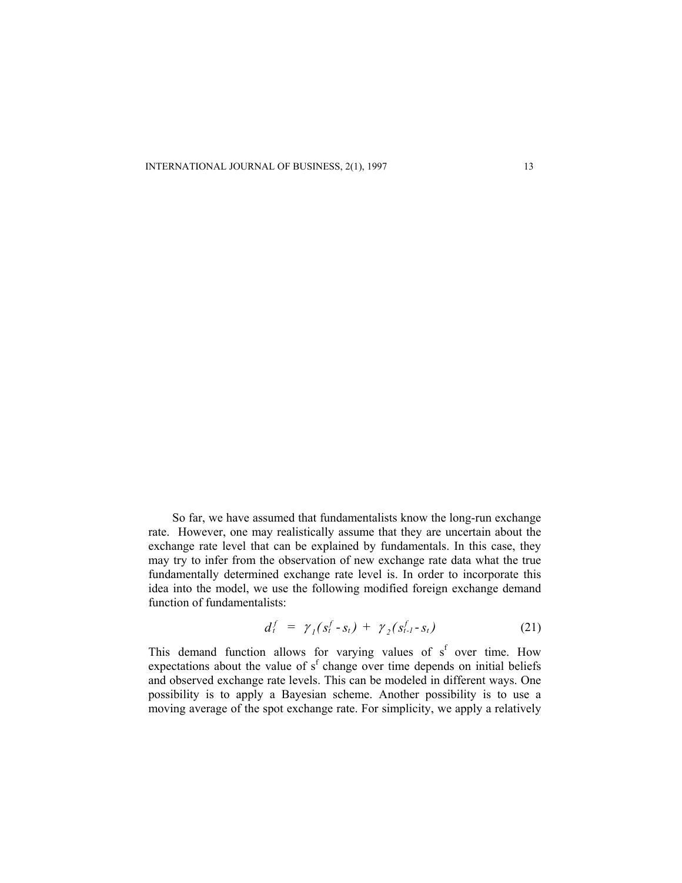So far, we have assumed that fundamentalists know the long-run exchange rate. However, one may realistically assume that they are uncertain about the exchange rate level that can be explained by fundamentals. In this case, they may try to infer from the observation of new exchange rate data what the true fundamentally determined exchange rate level is. In order to incorporate this idea into the model, we use the following modified foreign exchange demand function of fundamentalists:

$$d_t^f \;=\; \gamma_1 (s_t^f - s_t) \;+\; \gamma_2 (s_{t-1}^f - s_t) \tag{21}$$

This demand function allows for varying values of $s^f$ over time. How expectations about the value of $s^f$ change over time depends on initial beliefs and observed exchange rate levels. This can be modeled in different ways. One possibility is to apply a Bayesian scheme. Another possibility is to use a moving average of the spot exchange rate. For simplicity, we apply a relatively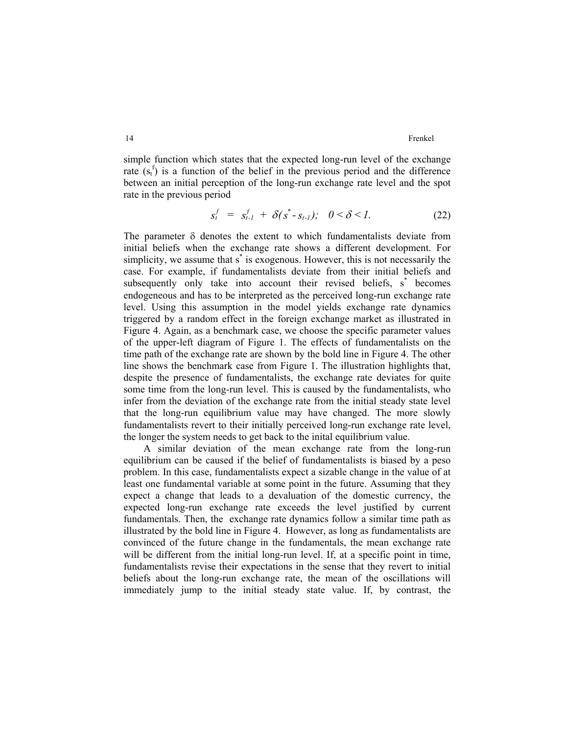simple function which states that the expected long-run level of the exchange rate ($s_t^f$) is a function of the belief in the previous period and the difference between an initial perception of the long-run exchange rate level and the spot rate in the previous period

$$s_t^f = s_{t-1}^f + \delta(s^* - s_{t-1}); \quad 0 < \delta < 1. \tag{22}$$

The parameter $\delta$ denotes the extent to which fundamentalists deviate from initial beliefs when the exchange rate shows a different development. For simplicity, we assume that $s^*$ is exogenous. However, this is not necessarily the case. For example, if fundamentalists deviate from their initial beliefs and subsequently only take into account their revised beliefs, $s^*$ becomes endogeneous and has to be interpreted as the perceived long-run exchange rate level. Using this assumption in the model yields exchange rate dynamics triggered by a random effect in the foreign exchange market as illustrated in Figure 4. Again, as a benchmark case, we choose the specific parameter values of the upper-left diagram of Figure 1. The effects of fundamentalists on the time path of the exchange rate are shown by the bold line in Figure 4. The other line shows the benchmark case from Figure 1. The illustration highlights that, despite the presence of fundamentalists, the exchange rate deviates for quite some time from the long-run level. This is caused by the fundamentalists, who infer from the deviation of the exchange rate from the initial steady state level that the long-run equilibrium value may have changed. The more slowly fundamentalists revert to their initially perceived long-run exchange rate level, the longer the system needs to get back to the inital equilibrium value.

A similar deviation of the mean exchange rate from the long-run equilibrium can be caused if the belief of fundamentalists is biased by a peso problem. In this case, fundamentalists expect a sizable change in the value of at least one fundamental variable at some point in the future. Assuming that they expect a change that leads to a devaluation of the domestic currency, the expected long-run exchange rate exceeds the level justified by current fundamentals. Then, the exchange rate dynamics follow a similar time path as illustrated by the bold line in Figure 4. However, as long as fundamentalists are convinced of the future change in the fundamentals, the mean exchange rate will be different from the initial long-run level. If, at a specific point in time, fundamentalists revise their expectations in the sense that they revert to initial beliefs about the long-run exchange rate, the mean of the oscillations will immediately jump to the initial steady state value. If, by contrast, the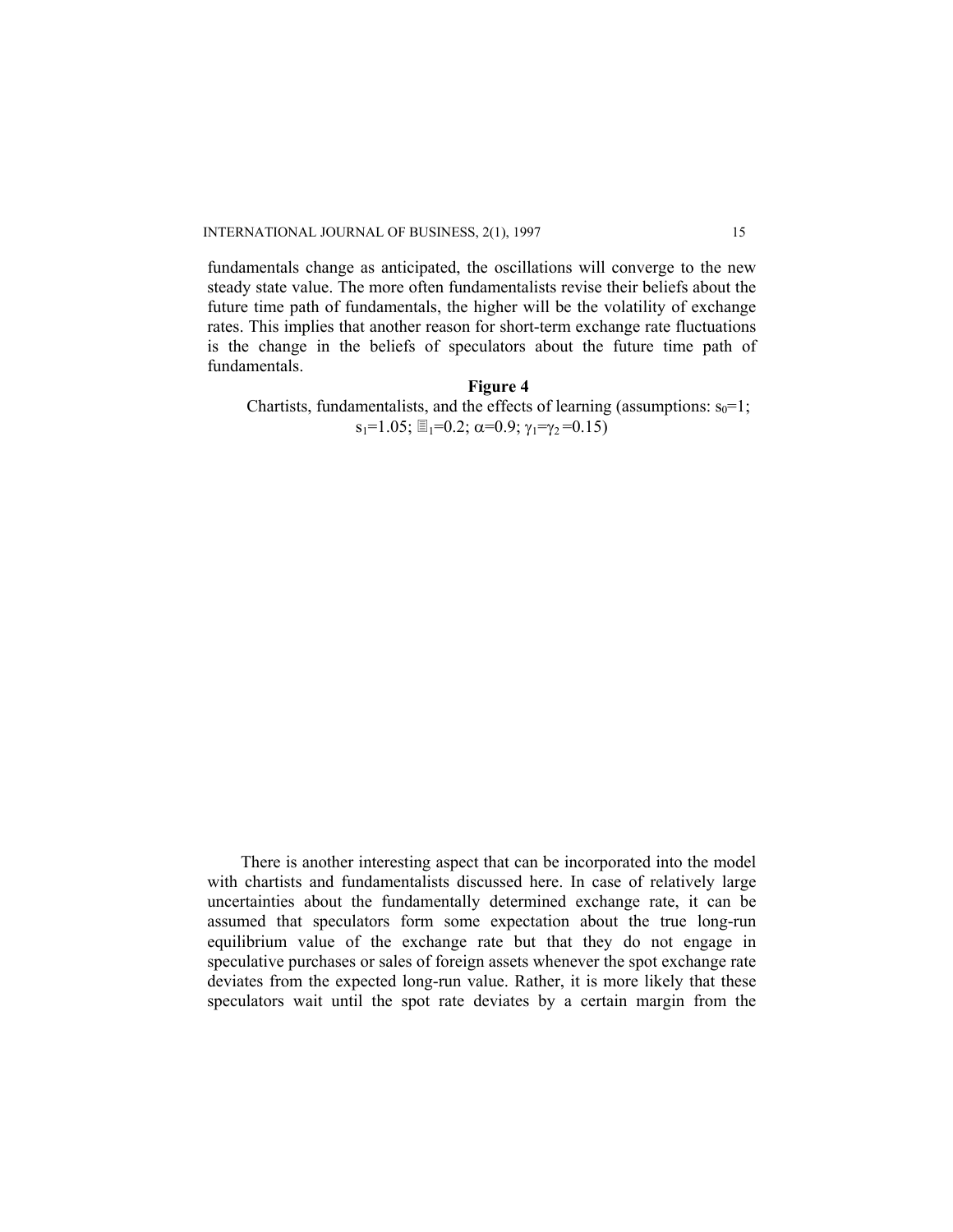fundamentals change as anticipated, the oscillations will converge to the new steady state value. The more often fundamentalists revise their beliefs about the future time path of fundamentals, the higher will be the volatility of exchange rates. This implies that another reason for short-term exchange rate fluctuations is the change in the beliefs of speculators about the future time path of fundamentals.

**Figure 4**

Chartists, fundamentalists, and the effects of learning (assumptions: $s_0=1$; $s_1=1.05$; $\beta_1=0.2$; $\alpha=0.9$; $\gamma_1=\gamma_2=0.15$)

There is another interesting aspect that can be incorporated into the model with chartists and fundamentalists discussed here. In case of relatively large uncertainties about the fundamentally determined exchange rate, it can be assumed that speculators form some expectation about the true long-run equilibrium value of the exchange rate but that they do not engage in speculative purchases or sales of foreign assets whenever the spot exchange rate deviates from the expected long-run value. Rather, it is more likely that these speculators wait until the spot rate deviates by a certain margin from the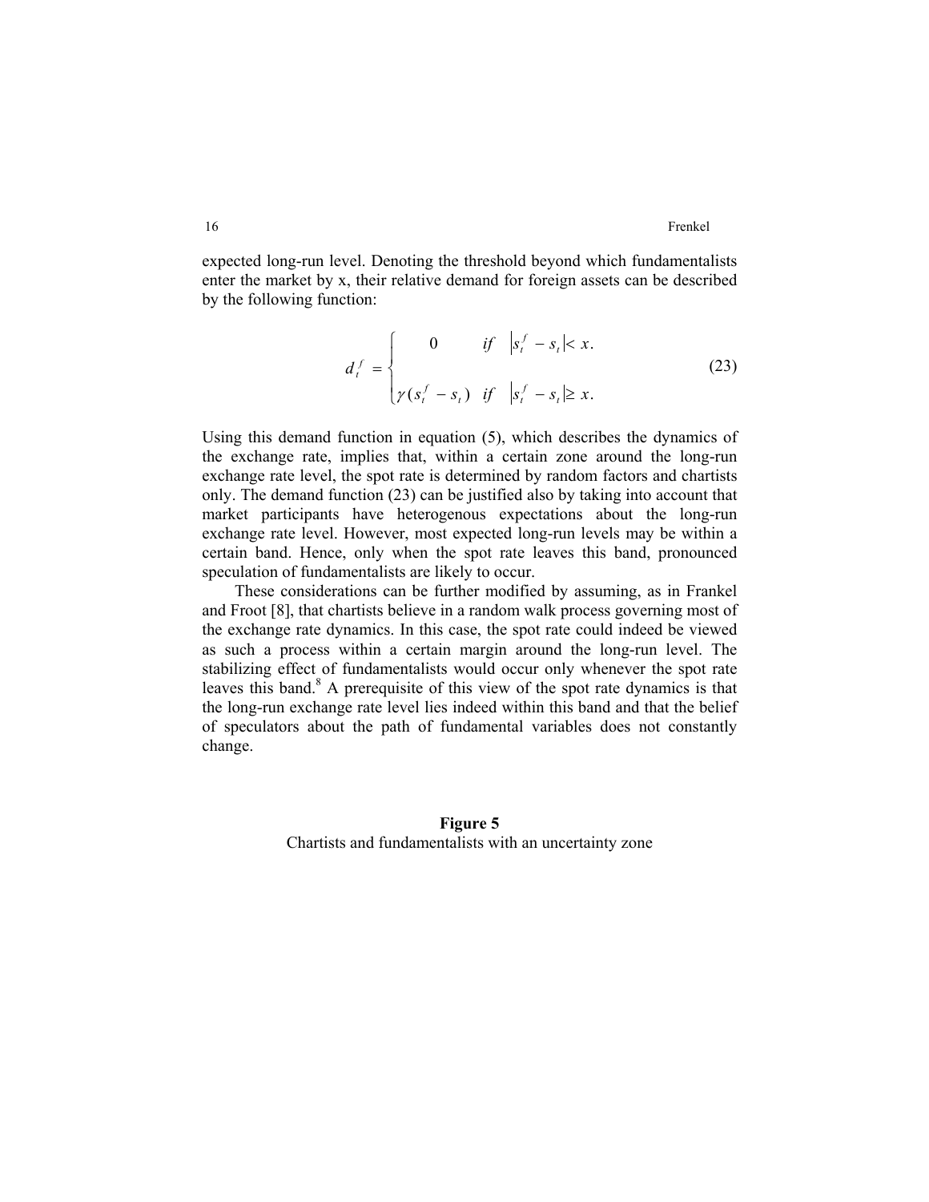expected long-run level. Denoting the threshold beyond which fundamentalists enter the market by x, their relative demand for foreign assets can be described by the following function:

$$
d_t^f = \begin{cases} 0 & if \quad \left|s_t^f - s_t\right| < x. \\ \gamma(s_t^f - s_t) & if \quad \left|s_t^f - s_t\right| \geq x. \end{cases} \tag{23}
$$

Using this demand function in equation (5), which describes the dynamics of the exchange rate, implies that, within a certain zone around the long-run exchange rate level, the spot rate is determined by random factors and chartists only. The demand function (23) can be justified also by taking into account that market participants have heterogenous expectations about the long-run exchange rate level. However, most expected long-run levels may be within a certain band. Hence, only when the spot rate leaves this band, pronounced speculation of fundamentalists are likely to occur.

These considerations can be further modified by assuming, as in Frankel and Froot [8], that chartists believe in a random walk process governing most of the exchange rate dynamics. In this case, the spot rate could indeed be viewed as such a process within a certain margin around the long-run level. The stabilizing effect of fundamentalists would occur only whenever the spot rate leaves this band.[8] A prerequisite of this view of the spot rate dynamics is that the long-run exchange rate level lies indeed within this band and that the belief of speculators about the path of fundamental variables does not constantly change.

**Figure 5**
Chartists and fundamentalists with an uncertainty zone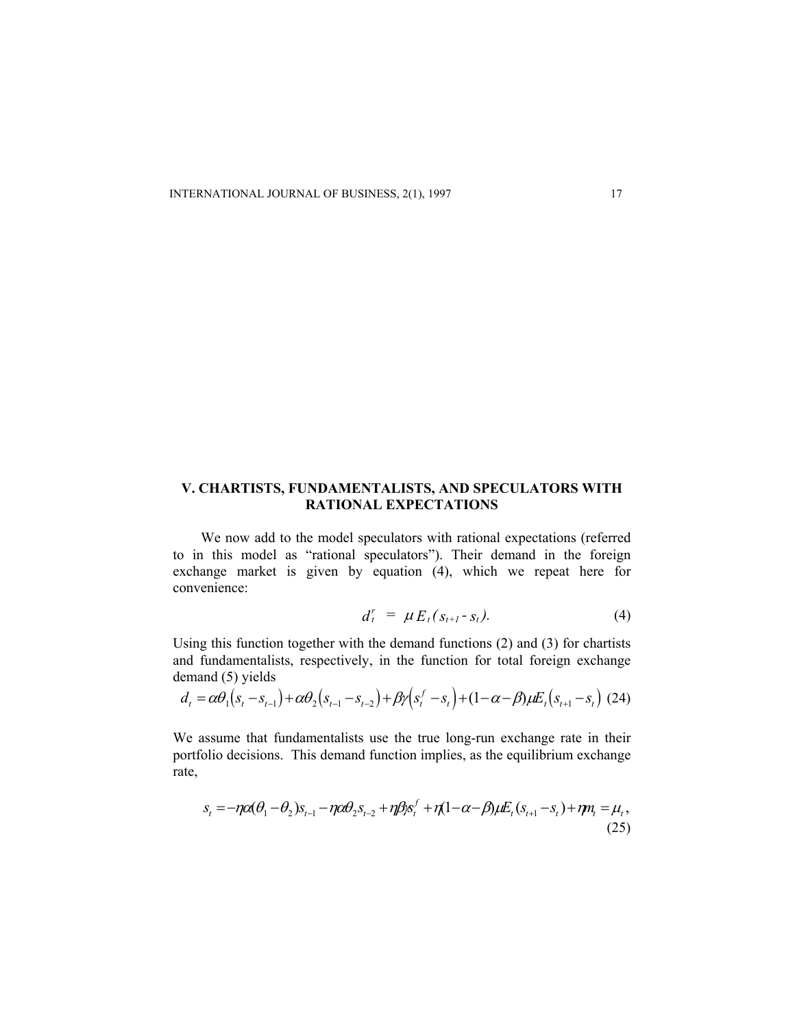## V. CHARTISTS, FUNDAMENTALISTS, AND SPECULATORS WITH RATIONAL EXPECTATIONS

We now add to the model speculators with rational expectations (referred to in this model as "rational speculators"). Their demand in the foreign exchange market is given by equation (4), which we repeat here for convenience:

$$d_t^r = \mu E_t(s_{t+1} - s_t). \tag{4}$$

Using this function together with the demand functions (2) and (3) for chartists and fundamentalists, respectively, in the function for total foreign exchange demand (5) yields

$$d_t = \alpha\theta_1\left(s_t - s_{t-1}\right) + \alpha\theta_2\left(s_{t-1} - s_{t-2}\right) + \beta\gamma\left(s_t^f - s_t\right) + (1-\alpha-\beta)\mu E_t\left(s_{t+1} - s_t\right) \tag{24}$$

We assume that fundamentalists use the true long-run exchange rate in their portfolio decisions. This demand function implies, as the equilibrium exchange rate,

$$s_t = -\eta\alpha(\theta_1 - \theta_2)s_{t-1} - \eta\alpha\theta_2 s_{t-2} + \eta\beta\gamma s_t^f + \eta(1-\alpha-\beta)\mu E_t(s_{t+1} - s_t) + \eta m_t = \mu_t, \tag{25}$$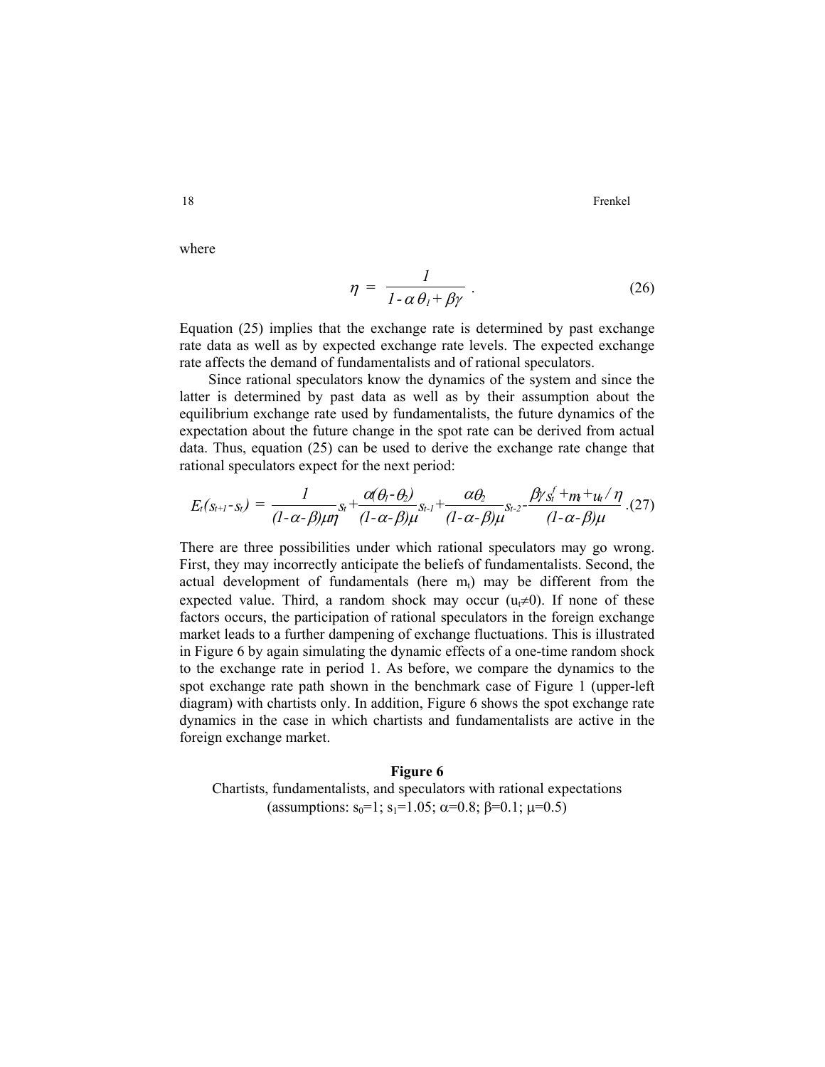where

$$\eta = \frac{1}{1 - \alpha\,\theta_1 + \beta\gamma} \ . \tag{26}$$

Equation (25) implies that the exchange rate is determined by past exchange rate data as well as by expected exchange rate levels. The expected exchange rate affects the demand of fundamentalists and of rational speculators.

Since rational speculators know the dynamics of the system and since the latter is determined by past data as well as by their assumption about the equilibrium exchange rate used by fundamentalists, the future dynamics of the expectation about the future change in the spot rate can be derived from actual data. Thus, equation (25) can be used to derive the exchange rate change that rational speculators expect for the next period:

$$E_t(s_{t+1} - s_t) = \frac{1}{(1-\alpha-\beta)\mu\eta} s_t + \frac{\alpha(\theta_1 - \theta_2)}{(1-\alpha-\beta)\mu} s_{t-1} + \frac{\alpha\theta_2}{(1-\alpha-\beta)\mu} s_{t-2} - \frac{\beta\gamma s_t^f + m_t + u_t/\eta}{(1-\alpha-\beta)\mu} \ . \tag{27}$$

There are three possibilities under which rational speculators may go wrong. First, they may incorrectly anticipate the beliefs of fundamentalists. Second, the actual development of fundamentals (here $m_t$) may be different from the expected value. Third, a random shock may occur ($u_t \neq 0$). If none of these factors occurs, the participation of rational speculators in the foreign exchange market leads to a further dampening of exchange fluctuations. This is illustrated in Figure 6 by again simulating the dynamic effects of a one-time random shock to the exchange rate in period 1. As before, we compare the dynamics to the spot exchange rate path shown in the benchmark case of Figure 1 (upper-left diagram) with chartists only. In addition, Figure 6 shows the spot exchange rate dynamics in the case in which chartists and fundamentalists are active in the foreign exchange market.

**Figure 6**

Chartists, fundamentalists, and speculators with rational expectations (assumptions: $s_0$=1; $s_1$=1.05; $\alpha$=0.8; $\beta$=0.1; $\mu$=0.5)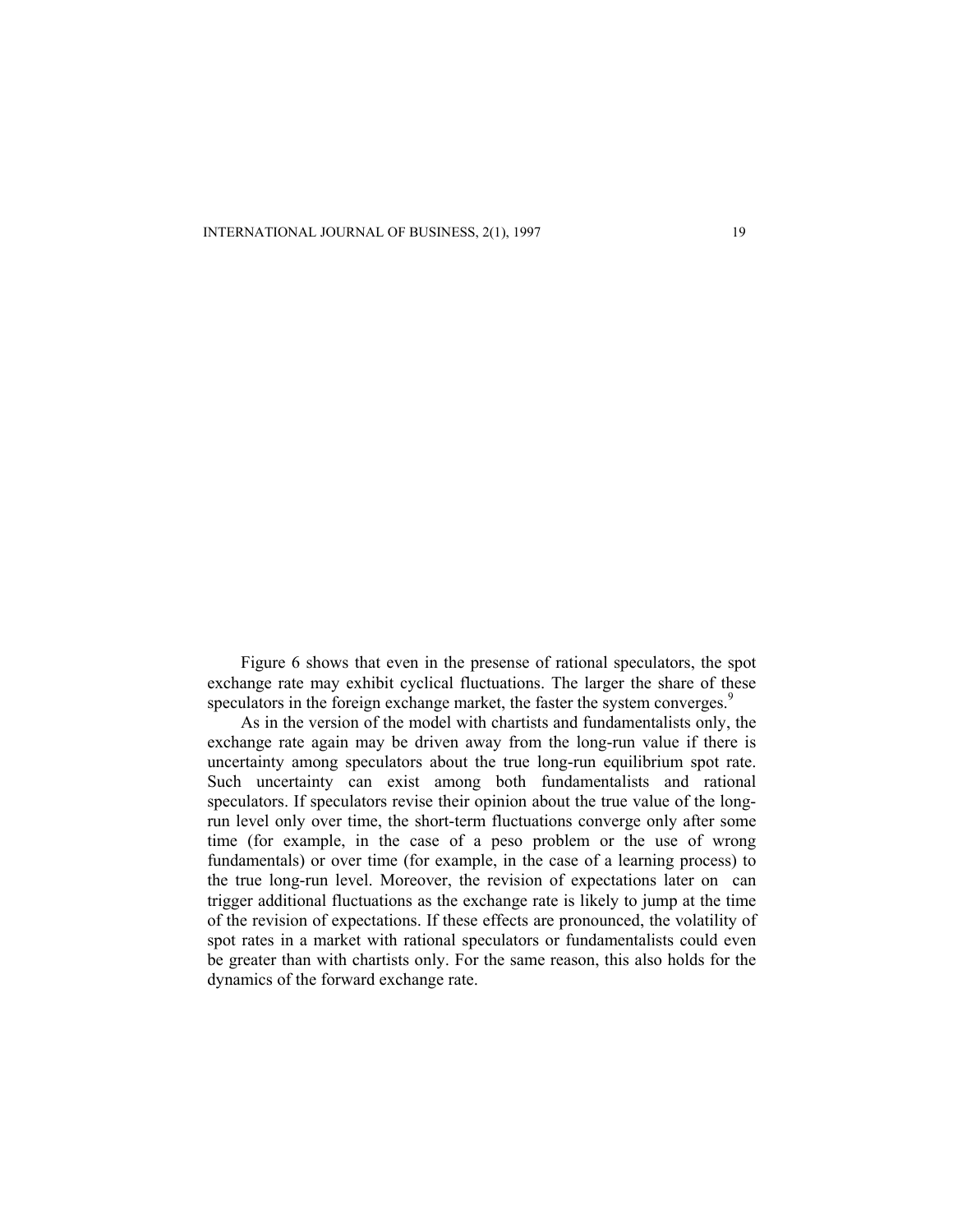Figure 6 shows that even in the presense of rational speculators, the spot exchange rate may exhibit cyclical fluctuations. The larger the share of these speculators in the foreign exchange market, the faster the system converges.[9]

As in the version of the model with chartists and fundamentalists only, the exchange rate again may be driven away from the long-run value if there is uncertainty among speculators about the true long-run equilibrium spot rate. Such uncertainty can exist among both fundamentalists and rational speculators. If speculators revise their opinion about the true value of the long-run level only over time, the short-term fluctuations converge only after some time (for example, in the case of a peso problem or the use of wrong fundamentals) or over time (for example, in the case of a learning process) to the true long-run level. Moreover, the revision of expectations later on can trigger additional fluctuations as the exchange rate is likely to jump at the time of the revision of expectations. If these effects are pronounced, the volatility of spot rates in a market with rational speculators or fundamentalists could even be greater than with chartists only. For the same reason, this also holds for the dynamics of the forward exchange rate.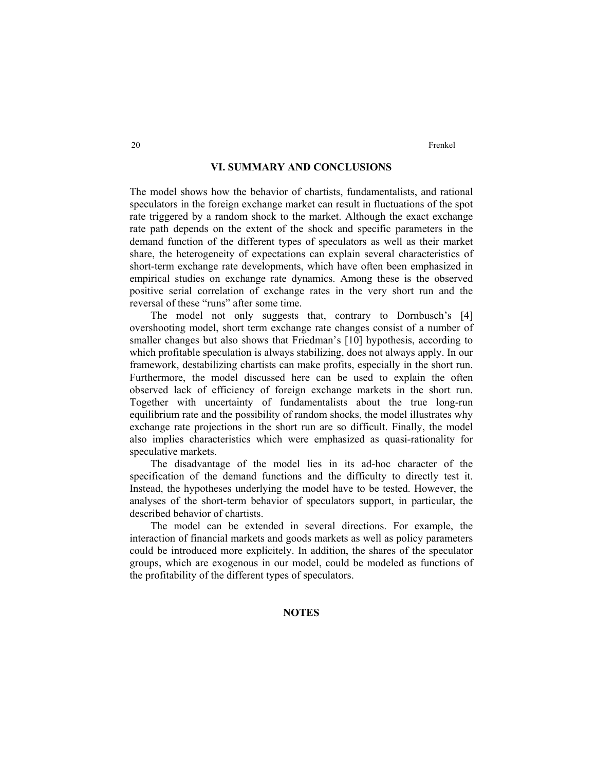## VI. SUMMARY AND CONCLUSIONS

The model shows how the behavior of chartists, fundamentalists, and rational speculators in the foreign exchange market can result in fluctuations of the spot rate triggered by a random shock to the market. Although the exact exchange rate path depends on the extent of the shock and specific parameters in the demand function of the different types of speculators as well as their market share, the heterogeneity of expectations can explain several characteristics of short-term exchange rate developments, which have often been emphasized in empirical studies on exchange rate dynamics. Among these is the observed positive serial correlation of exchange rates in the very short run and the reversal of these "runs" after some time.

The model not only suggests that, contrary to Dornbusch's [4] overshooting model, short term exchange rate changes consist of a number of smaller changes but also shows that Friedman's [10] hypothesis, according to which profitable speculation is always stabilizing, does not always apply. In our framework, destabilizing chartists can make profits, especially in the short run. Furthermore, the model discussed here can be used to explain the often observed lack of efficiency of foreign exchange markets in the short run. Together with uncertainty of fundamentalists about the true long-run equilibrium rate and the possibility of random shocks, the model illustrates why exchange rate projections in the short run are so difficult. Finally, the model also implies characteristics which were emphasized as quasi-rationality for speculative markets.

The disadvantage of the model lies in its ad-hoc character of the specification of the demand functions and the difficulty to directly test it. Instead, the hypotheses underlying the model have to be tested. However, the analyses of the short-term behavior of speculators support, in particular, the described behavior of chartists.

The model can be extended in several directions. For example, the interaction of financial markets and goods markets as well as policy parameters could be introduced more explicitely. In addition, the shares of the speculator groups, which are exogenous in our model, could be modeled as functions of the profitability of the different types of speculators.

## NOTES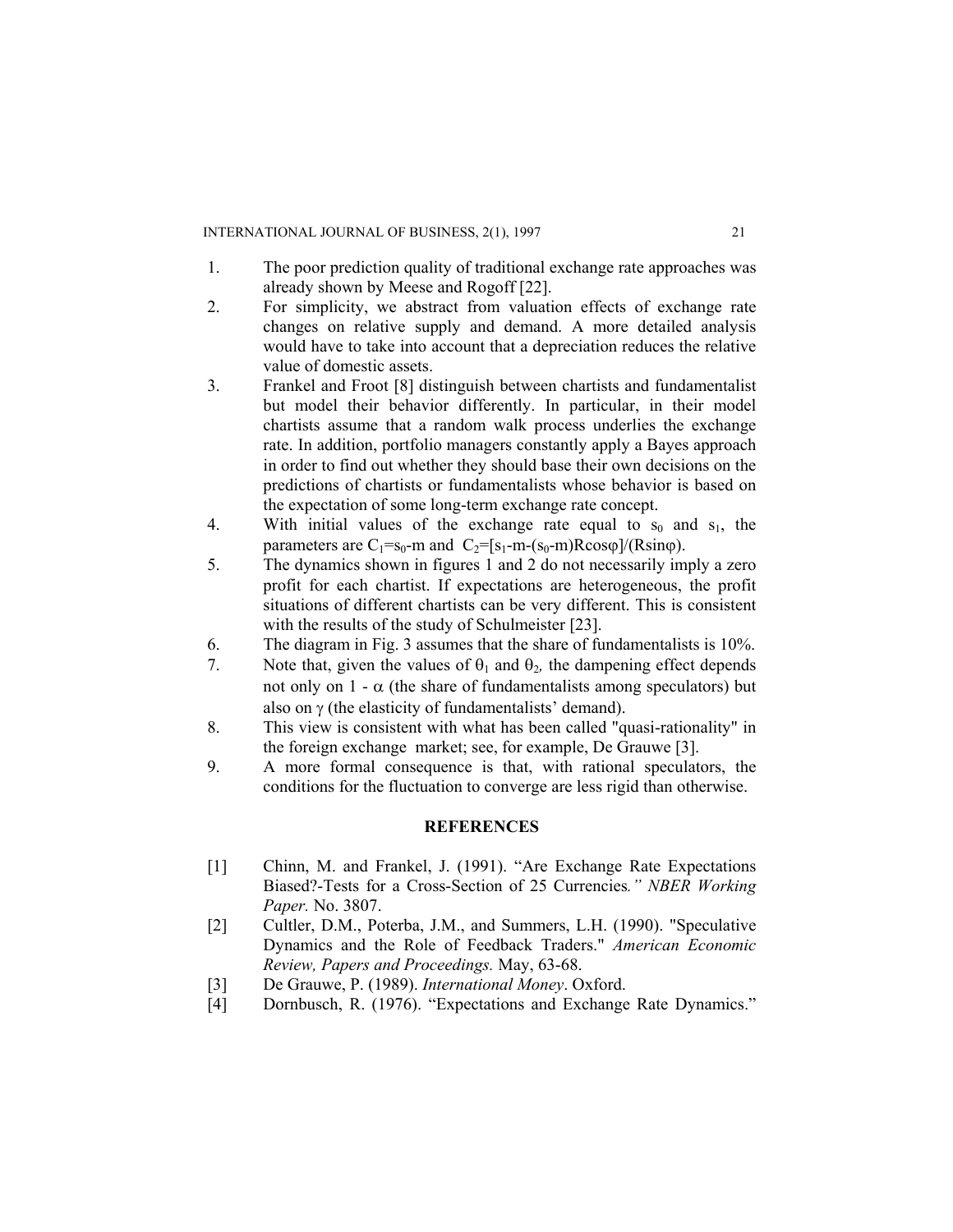1. The poor prediction quality of traditional exchange rate approaches was already shown by Meese and Rogoff [22].
2. For simplicity, we abstract from valuation effects of exchange rate changes on relative supply and demand. A more detailed analysis would have to take into account that a depreciation reduces the relative value of domestic assets.
3. Frankel and Froot [8] distinguish between chartists and fundamentalist but model their behavior differently. In particular, in their model chartists assume that a random walk process underlies the exchange rate. In addition, portfolio managers constantly apply a Bayes approach in order to find out whether they should base their own decisions on the predictions of chartists or fundamentalists whose behavior is based on the expectation of some long-term exchange rate concept.
4. With initial values of the exchange rate equal to $s_0$ and $s_1$, the parameters are $C_1=s_0-m$ and $C_2=[s_1-m-(s_0-m)R\cos\varphi]/(R\sin\varphi)$.
5. The dynamics shown in figures 1 and 2 do not necessarily imply a zero profit for each chartist. If expectations are heterogeneous, the profit situations of different chartists can be very different. This is consistent with the results of the study of Schulmeister [23].
6. The diagram in Fig. 3 assumes that the share of fundamentalists is 10%.
7. Note that, given the values of $\theta_1$ and $\theta_2$, the dampening effect depends not only on $1 - \alpha$ (the share of fundamentalists among speculators) but also on $\gamma$ (the elasticity of fundamentalists' demand).
8. This view is consistent with what has been called "quasi-rationality" in the foreign exchange market; see, for example, De Grauwe [3].
9. A more formal consequence is that, with rational speculators, the conditions for the fluctuation to converge are less rigid than otherwise.

## REFERENCES

[1] Chinn, M. and Frankel, J. (1991). "Are Exchange Rate Expectations Biased?-Tests for a Cross-Section of 25 Currencies*." NBER Working Paper.* No. 3807.

[2] Cultler, D.M., Poterba, J.M., and Summers, L.H. (1990). "Speculative Dynamics and the Role of Feedback Traders." *American Economic Review, Papers and Proceedings.* May, 63-68.

[3] De Grauwe, P. (1989). *International Money*. Oxford.

[4] Dornbusch, R. (1976). "Expectations and Exchange Rate Dynamics."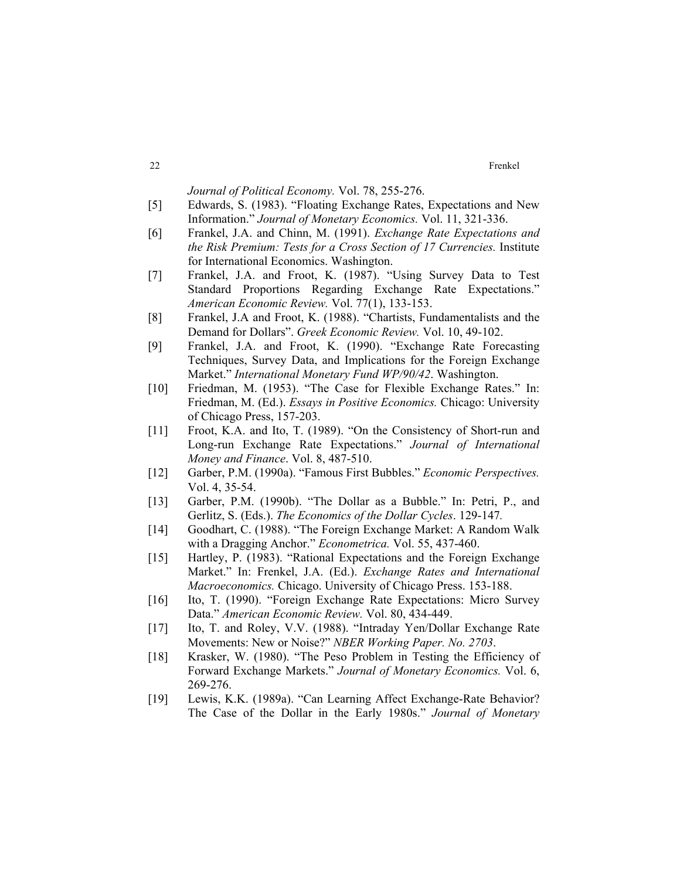*Journal of Political Economy.* Vol. 78, 255-276.

[5] Edwards, S. (1983). "Floating Exchange Rates, Expectations and New Information." *Journal of Monetary Economics.* Vol. 11, 321-336.

[6] Frankel, J.A. and Chinn, M. (1991). *Exchange Rate Expectations and the Risk Premium: Tests for a Cross Section of 17 Currencies.* Institute for International Economics. Washington.

[7] Frankel, J.A. and Froot, K. (1987). "Using Survey Data to Test Standard Proportions Regarding Exchange Rate Expectations." *American Economic Review.* Vol. 77(1), 133-153.

[8] Frankel, J.A and Froot, K. (1988). "Chartists, Fundamentalists and the Demand for Dollars". *Greek Economic Review.* Vol. 10, 49-102.

[9] Frankel, J.A. and Froot, K. (1990). "Exchange Rate Forecasting Techniques, Survey Data, and Implications for the Foreign Exchange Market." *International Monetary Fund WP/90/42*. Washington.

[10] Friedman, M. (1953). "The Case for Flexible Exchange Rates." In: Friedman, M. (Ed.). *Essays in Positive Economics.* Chicago: University of Chicago Press, 157-203.

[11] Froot, K.A. and Ito, T. (1989). "On the Consistency of Short-run and Long-run Exchange Rate Expectations." *Journal of International Money and Finance*. Vol. 8, 487-510.

[12] Garber, P.M. (1990a). "Famous First Bubbles." *Economic Perspectives.* Vol. 4, 35-54.

[13] Garber, P.M. (1990b). "The Dollar as a Bubble." In: Petri, P., and Gerlitz, S. (Eds.). *The Economics of the Dollar Cycles*. 129-147.

[14] Goodhart, C. (1988). "The Foreign Exchange Market: A Random Walk with a Dragging Anchor." *Econometrica.* Vol. 55, 437-460.

[15] Hartley, P. (1983). "Rational Expectations and the Foreign Exchange Market." In: Frenkel, J.A. (Ed.). *Exchange Rates and International Macroeconomics.* Chicago. University of Chicago Press. 153-188.

[16] Ito, T. (1990). "Foreign Exchange Rate Expectations: Micro Survey Data." *American Economic Review.* Vol. 80, 434-449.

[17] Ito, T. and Roley, V.V. (1988). "Intraday Yen/Dollar Exchange Rate Movements: New or Noise?" *NBER Working Paper. No. 2703*.

[18] Krasker, W. (1980). "The Peso Problem in Testing the Efficiency of Forward Exchange Markets." *Journal of Monetary Economics.* Vol. 6, 269-276.

[19] Lewis, K.K. (1989a). "Can Learning Affect Exchange-Rate Behavior? The Case of the Dollar in the Early 1980s." *Journal of Monetary*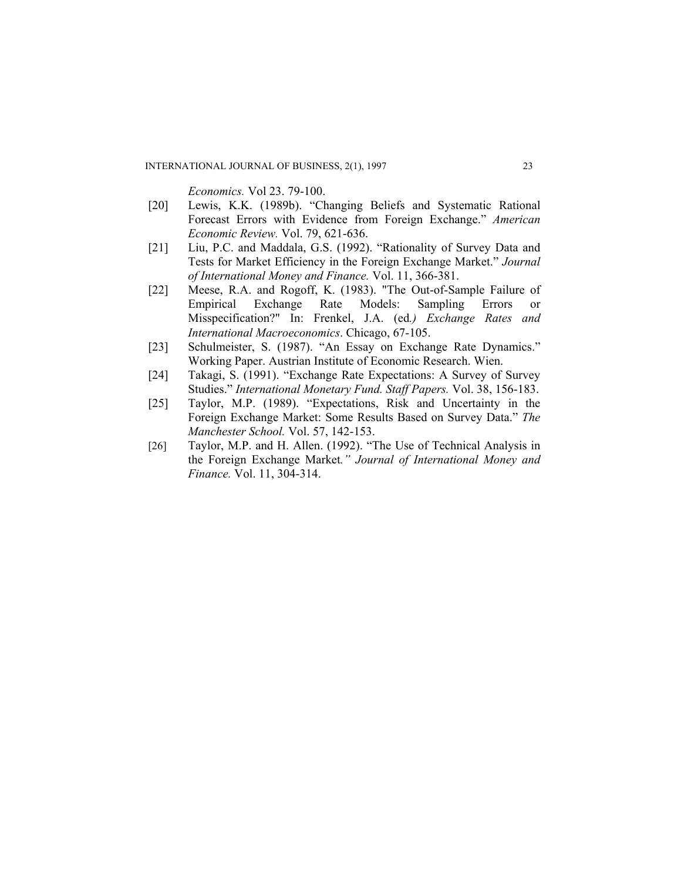*Economics.* Vol 23. 79-100.

[20] Lewis, K.K. (1989b). “Changing Beliefs and Systematic Rational Forecast Errors with Evidence from Foreign Exchange.” *American Economic Review.* Vol. 79, 621-636.

[21] Liu, P.C. and Maddala, G.S. (1992). “Rationality of Survey Data and Tests for Market Efficiency in the Foreign Exchange Market.” *Journal of International Money and Finance.* Vol. 11, 366-381.

[22] Meese, R.A. and Rogoff, K. (1983). "The Out-of-Sample Failure of Empirical Exchange Rate Models: Sampling Errors or Misspecification?" In: Frenkel, J.A. (ed*.) Exchange Rates and International Macroeconomics*. Chicago, 67-105.

[23] Schulmeister, S. (1987). “An Essay on Exchange Rate Dynamics.” Working Paper. Austrian Institute of Economic Research. Wien.

[24] Takagi, S. (1991). “Exchange Rate Expectations: A Survey of Survey Studies.” *International Monetary Fund. Staff Papers.* Vol. 38, 156-183.

[25] Taylor, M.P. (1989). “Expectations, Risk and Uncertainty in the Foreign Exchange Market: Some Results Based on Survey Data.” *The Manchester School.* Vol. 57, 142-153.

[26] Taylor, M.P. and H. Allen. (1992). “The Use of Technical Analysis in the Foreign Exchange Market*.” Journal of International Money and Finance.* Vol. 11, 304-314.